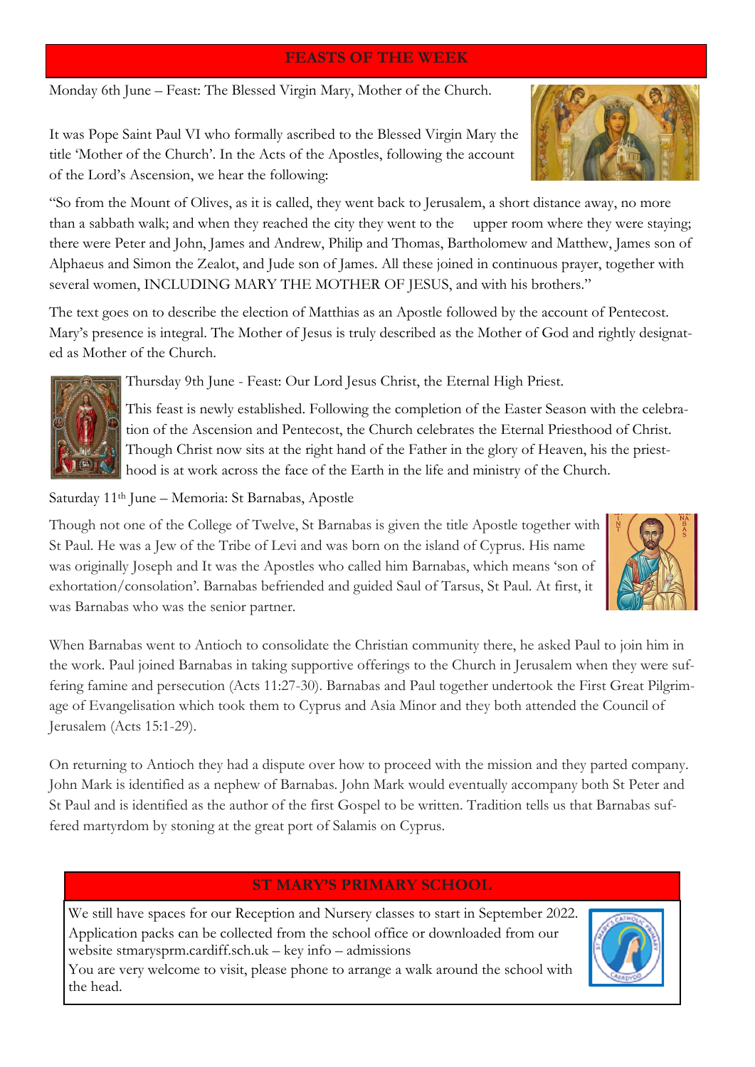## FEASTS OF THE WEEK

Monday 6th June – Feast: The Blessed Virgin Mary, Mother of the Church.

It was Pope Saint Paul VI who formally ascribed to the Blessed Virgin Mary the title 'Mother of the Church'. In the Acts of the Apostles, following the account of the Lord's Ascension, we hear the following:

"So from the Mount of Olives, as it is called, they went back to Jerusalem, a short distance away, no more than a sabbath walk; and when they reached the city they went to the upper room where they were staying; there were Peter and John, James and Andrew, Philip and Thomas, Bartholomew and Matthew, James son of Alphaeus and Simon the Zealot, and Jude son of James. All these joined in continuous prayer, together with several women, INCLUDING MARY THE MOTHER OF JESUS, and with his brothers."

The text goes on to describe the election of Matthias as an Apostle followed by the account of Pentecost. Mary's presence is integral. The Mother of Jesus is truly described as the Mother of God and rightly designated as Mother of the Church.

Thursday 9th June - Feast: Our Lord Jesus Christ, the Eternal High Priest.

This feast is newly established. Following the completion of the Easter Season with the celebration of the Ascension and Pentecost, the Church celebrates the Eternal Priesthood of Christ. Though Christ now sits at the right hand of the Father in the glory of Heaven, his the priesthood is at work across the face of the Earth in the life and ministry of the Church.

Saturday 11th June – Memoria: St Barnabas, Apostle

Though not one of the College of Twelve, St Barnabas is given the title Apostle together with St Paul. He was a Jew of the Tribe of Levi and was born on the island of Cyprus. His name was originally Joseph and It was the Apostles who called him Barnabas, which means 'son of exhortation/consolation'. Barnabas befriended and guided Saul of Tarsus, St Paul. At first, it was Barnabas who was the senior partner.

When Barnabas went to Antioch to consolidate the Christian community there, he asked Paul to join him in the work. Paul joined Barnabas in taking supportive offerings to the Church in Jerusalem when they were suffering famine and persecution (Acts 11:27-30). Barnabas and Paul together undertook the First Great Pilgrimage of Evangelisation which took them to Cyprus and Asia Minor and they both attended the Council of Jerusalem (Acts 15:1-29).

On returning to Antioch they had a dispute over how to proceed with the mission and they parted company. John Mark is identified as a nephew of Barnabas. John Mark would eventually accompany both St Peter and St Paul and is identified as the author of the first Gospel to be written. Tradition tells us that Barnabas suffered martyrdom by stoning at the great port of Salamis on Cyprus.

## ST MARY'S PRIMARY SCHOOL

We still have spaces for our Reception and Nursery classes to start in September 2022. Application packs can be collected from the school office or downloaded from our website stmarysprm.cardiff.sch.uk – key info – admissions

You are very welcome to visit, please phone to arrange a walk around the school with the head.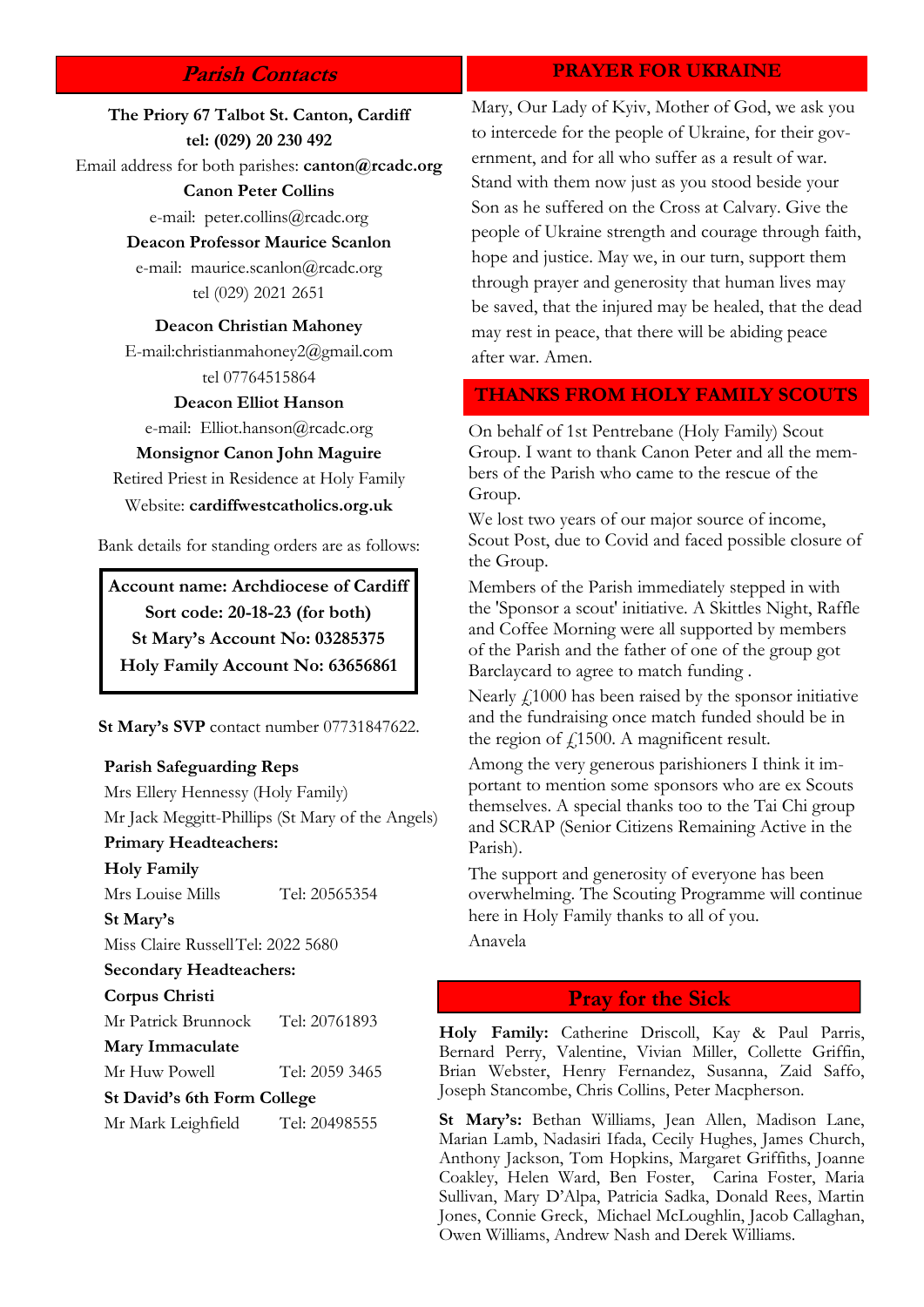## *Parish Contacts*

**The Priory 67 Talbot St. Canton, Cardiff**
**tel: (029) 20 230 492**

Email address for both parishes: **canton@rcadc.org**

**Canon Peter Collins**
e-mail: peter.collins@rcadc.org

**Deacon Professor Maurice Scanlon**
e-mail: maurice.scanlon@rcadc.org
tel (029) 2021 2651

**Deacon Christian Mahoney**
E-mail:christianmahoney2@gmail.com
tel 07764515864

**Deacon Elliot Hanson**
e-mail: Elliot.hanson@rcadc.org

**Monsignor Canon John Maguire**
Retired Priest in Residence at Holy Family

Website: **cardiffwestcatholics.org.uk**

Bank details for standing orders are as follows:

**Account name: Archdiocese of Cardiff**
**Sort code: 20-18-23 (for both)**
**St Mary's Account No: 03285375**
**Holy Family Account No: 63656861**

**St Mary's SVP** contact number 07731847622.

**Parish Safeguarding Reps**
Mrs Ellery Hennessy (Holy Family)
Mr Jack Meggitt-Phillips (St Mary of the Angels)

**Primary Headteachers:**

**Holy Family**
Mrs Louise Mills Tel: 20565354

**St Mary's**
Miss Claire Russell Tel: 2022 5680

**Secondary Headteachers:**

**Corpus Christi**
Mr Patrick Brunnock Tel: 20761893

**Mary Immaculate**
Mr Huw Powell Tel: 2059 3465

**St David's 6th Form College**
Mr Mark Leighfield Tel: 20498555

## PRAYER FOR UKRAINE

Mary, Our Lady of Kyiv, Mother of God, we ask you to intercede for the people of Ukraine, for their government, and for all who suffer as a result of war. Stand with them now just as you stood beside your Son as he suffered on the Cross at Calvary. Give the people of Ukraine strength and courage through faith, hope and justice. May we, in our turn, support them through prayer and generosity that human lives may be saved, that the injured may be healed, that the dead may rest in peace, that there will be abiding peace after war. Amen.

## THANKS FROM HOLY FAMILY SCOUTS

On behalf of 1st Pentrebane (Holy Family) Scout Group. I want to thank Canon Peter and all the members of the Parish who came to the rescue of the Group.

We lost two years of our major source of income, Scout Post, due to Covid and faced possible closure of the Group.

Members of the Parish immediately stepped in with the 'Sponsor a scout' initiative. A Skittles Night, Raffle and Coffee Morning were all supported by members of the Parish and the father of one of the group got Barclaycard to agree to match funding .

Nearly £1000 has been raised by the sponsor initiative and the fundraising once match funded should be in the region of £1500. A magnificent result.

Among the very generous parishioners I think it important to mention some sponsors who are ex Scouts themselves. A special thanks too to the Tai Chi group and SCRAP (Senior Citizens Remaining Active in the Parish).

The support and generosity of everyone has been overwhelming. The Scouting Programme will continue here in Holy Family thanks to all of you.

Anavela

## Pray for the Sick

**Holy Family:** Catherine Driscoll, Kay & Paul Parris, Bernard Perry, Valentine, Vivian Miller, Collette Griffin, Brian Webster, Henry Fernandez, Susanna, Zaid Saffo, Joseph Stancombe, Chris Collins, Peter Macpherson.

**St Mary's:** Bethan Williams, Jean Allen, Madison Lane, Marian Lamb, Nadasiri Ifada, Cecily Hughes, James Church, Anthony Jackson, Tom Hopkins, Margaret Griffiths, Joanne Coakley, Helen Ward, Ben Foster, Carina Foster, Maria Sullivan, Mary D'Alpa, Patricia Sadka, Donald Rees, Martin Jones, Connie Greck, Michael McLoughlin, Jacob Callaghan, Owen Williams, Andrew Nash and Derek Williams.